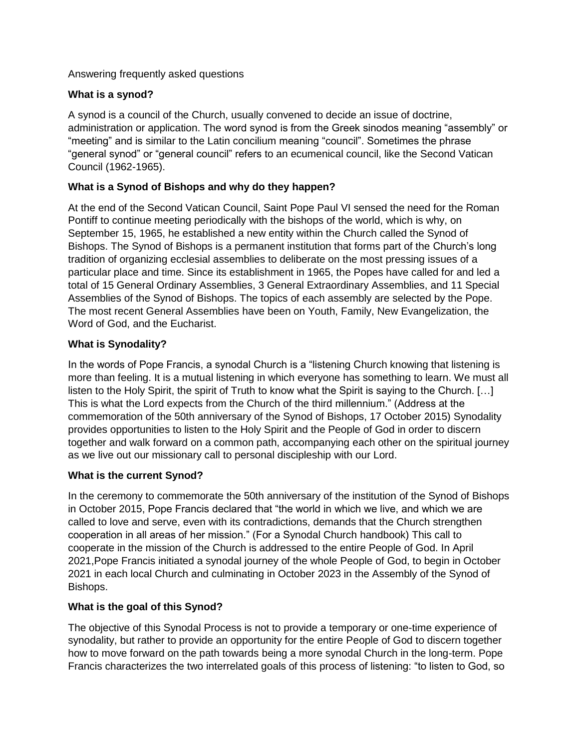Answering frequently asked questions

**What is a synod?**

A synod is a council of the Church, usually convened to decide an issue of doctrine, administration or application. The word synod is from the Greek sinodos meaning “assembly” or “meeting” and is similar to the Latin concilium meaning “council”. Sometimes the phrase “general synod” or “general council” refers to an ecumenical council, like the Second Vatican Council (1962-1965).

**What is a Synod of Bishops and why do they happen?**

At the end of the Second Vatican Council, Saint Pope Paul VI sensed the need for the Roman Pontiff to continue meeting periodically with the bishops of the world, which is why, on September 15, 1965, he established a new entity within the Church called the Synod of Bishops. The Synod of Bishops is a permanent institution that forms part of the Church’s long tradition of organizing ecclesial assemblies to deliberate on the most pressing issues of a particular place and time. Since its establishment in 1965, the Popes have called for and led a total of 15 General Ordinary Assemblies, 3 General Extraordinary Assemblies, and 11 Special Assemblies of the Synod of Bishops. The topics of each assembly are selected by the Pope. The most recent General Assemblies have been on Youth, Family, New Evangelization, the Word of God, and the Eucharist.

**What is Synodality?**

In the words of Pope Francis, a synodal Church is a “listening Church knowing that listening is more than feeling. It is a mutual listening in which everyone has something to learn. We must all listen to the Holy Spirit, the spirit of Truth to know what the Spirit is saying to the Church. […] This is what the Lord expects from the Church of the third millennium.” (Address at the commemoration of the 50th anniversary of the Synod of Bishops, 17 October 2015) Synodality provides opportunities to listen to the Holy Spirit and the People of God in order to discern together and walk forward on a common path, accompanying each other on the spiritual journey as we live out our missionary call to personal discipleship with our Lord.

**What is the current Synod?**

In the ceremony to commemorate the 50th anniversary of the institution of the Synod of Bishops in October 2015, Pope Francis declared that “the world in which we live, and which we are called to love and serve, even with its contradictions, demands that the Church strengthen cooperation in all areas of her mission.” (For a Synodal Church handbook) This call to cooperate in the mission of the Church is addressed to the entire People of God. In April 2021,Pope Francis initiated a synodal journey of the whole People of God, to begin in October 2021 in each local Church and culminating in October 2023 in the Assembly of the Synod of Bishops.

**What is the goal of this Synod?**

The objective of this Synodal Process is not to provide a temporary or one-time experience of synodality, but rather to provide an opportunity for the entire People of God to discern together how to move forward on the path towards being a more synodal Church in the long-term. Pope Francis characterizes the two interrelated goals of this process of listening: “to listen to God, so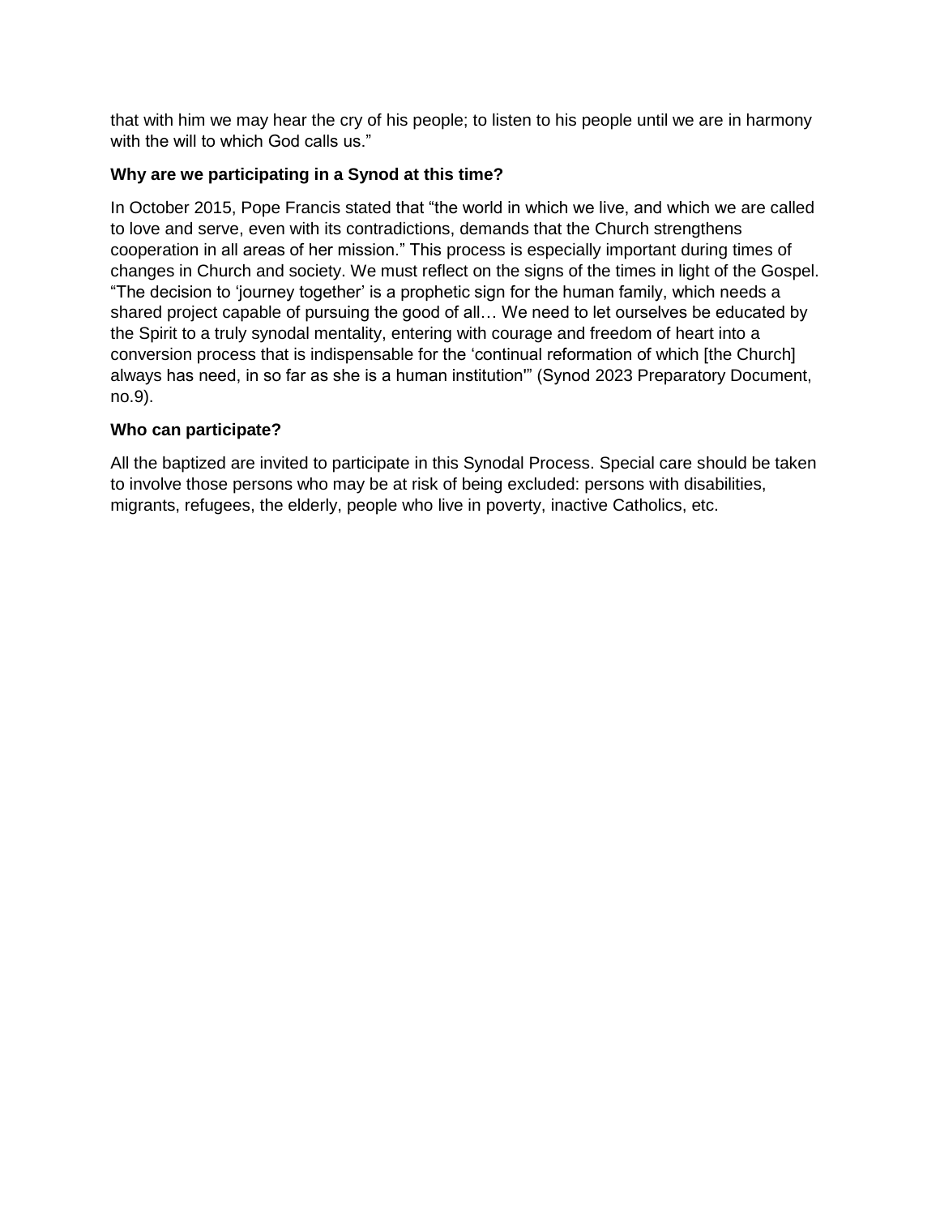that with him we may hear the cry of his people; to listen to his people until we are in harmony with the will to which God calls us."

**Why are we participating in a Synod at this time?**

In October 2015, Pope Francis stated that "the world in which we live, and which we are called to love and serve, even with its contradictions, demands that the Church strengthens cooperation in all areas of her mission." This process is especially important during times of changes in Church and society. We must reflect on the signs of the times in light of the Gospel. "The decision to 'journey together' is a prophetic sign for the human family, which needs a shared project capable of pursuing the good of all… We need to let ourselves be educated by the Spirit to a truly synodal mentality, entering with courage and freedom of heart into a conversion process that is indispensable for the 'continual reformation of which [the Church] always has need, in so far as she is a human institution'" (Synod 2023 Preparatory Document, no.9).

**Who can participate?**

All the baptized are invited to participate in this Synodal Process. Special care should be taken to involve those persons who may be at risk of being excluded: persons with disabilities, migrants, refugees, the elderly, people who live in poverty, inactive Catholics, etc.